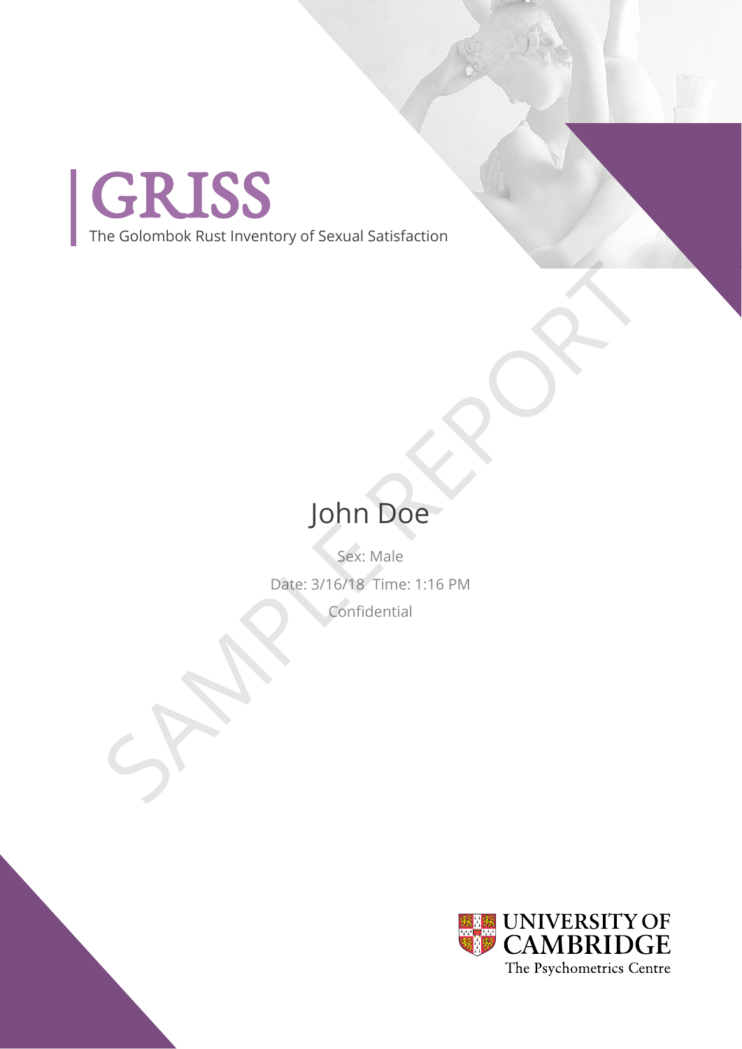# GRISS

The Golombok Rust Inventory of Sexual Satisfaction

SAMPLE REPORT

## John Doe

Sex: Male

Date: 3/16/18 Time: 1:16 PM

Confidential

UNIVERSITY OF CAMBRIDGE

The Psychometrics Centre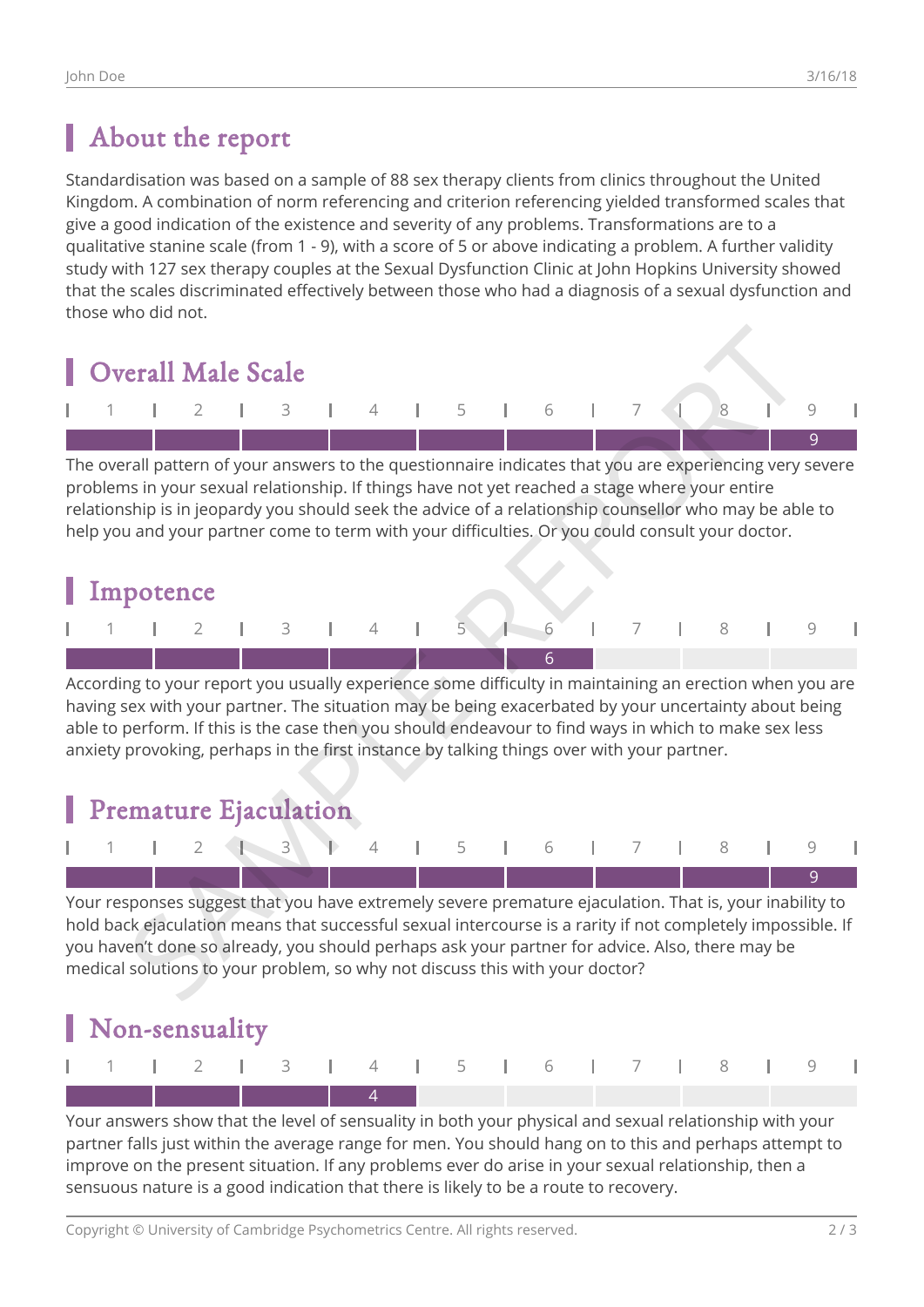## About the report

Standardisation was based on a sample of 88 sex therapy clients from clinics throughout the United Kingdom. A combination of norm referencing and criterion referencing yielded transformed scales that give a good indication of the existence and severity of any problems. Transformations are to a qualitative stanine scale (from 1 - 9), with a score of 5 or above indicating a problem. A further validity study with 127 sex therapy couples at the Sexual Dysfunction Clinic at John Hopkins University showed that the scales discriminated effectively between those who had a diagnosis of a sexual dysfunction and those who did not.

## Overall Male Scale

1 2 3 4 5 6 7 8 9

9

The overall pattern of your answers to the questionnaire indicates that you are experiencing very severe problems in your sexual relationship. If things have not yet reached a stage where your entire relationship is in jeopardy you should seek the advice of a relationship counsellor who may be able to help you and your partner come to term with your difficulties. Or you could consult your doctor.

## Impotence

1 2 3 4 5 6 7 8 9

6

According to your report you usually experience some difficulty in maintaining an erection when you are having sex with your partner. The situation may be being exacerbated by your uncertainty about being able to perform. If this is the case then you should endeavour to find ways in which to make sex less anxiety provoking, perhaps in the first instance by talking things over with your partner.

## Premature Ejaculation

1 2 3 4 5 6 7 8 9

9

Your responses suggest that you have extremely severe premature ejaculation. That is, your inability to hold back ejaculation means that successful sexual intercourse is a rarity if not completely impossible. If you haven't done so already, you should perhaps ask your partner for advice. Also, there may be medical solutions to your problem, so why not discuss this with your doctor?

## Non-sensuality

1 2 3 4 5 6 7 8 9

4

Your answers show that the level of sensuality in both your physical and sexual relationship with your partner falls just within the average range for men. You should hang on to this and perhaps attempt to improve on the present situation. If any problems ever do arise in your sexual relationship, then a sensuous nature is a good indication that there is likely to be a route to recovery.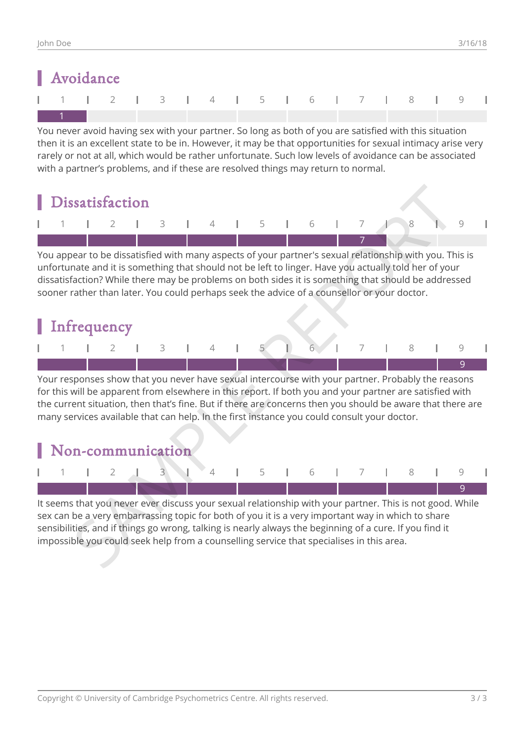## Avoidance

1 2 3 4 5 6 7 8 9

1

You never avoid having sex with your partner. So long as both of you are satisfied with this situation then it is an excellent state to be in. However, it may be that opportunities for sexual intimacy arise very rarely or not at all, which would be rather unfortunate. Such low levels of avoidance can be associated with a partner's problems, and if these are resolved things may return to normal.

## Dissatisfaction

1 2 3 4 5 6 7 8 9

7

You appear to be dissatisfied with many aspects of your partner's sexual relationship with you. This is unfortunate and it is something that should not be left to linger. Have you actually told her of your dissatisfaction? While there may be problems on both sides it is something that should be addressed sooner rather than later. You could perhaps seek the advice of a counsellor or your doctor.

## Infrequency

1 2 3 4 5 6 7 8 9

9

Your responses show that you never have sexual intercourse with your partner. Probably the reasons for this will be apparent from elsewhere in this report. If both you and your partner are satisfied with the current situation, then that's fine. But if there are concerns then you should be aware that there are many services available that can help. In the first instance you could consult your doctor.

## Non-communication

1 2 3 4 5 6 7 8 9

9

It seems that you never ever discuss your sexual relationship with your partner. This is not good. While sex can be a very embarrassing topic for both of you it is a very important way in which to share sensibilities, and if things go wrong, talking is nearly always the beginning of a cure. If you find it impossible you could seek help from a counselling service that specialises in this area.

Copyright © University of Cambridge Psychometrics Centre. All rights reserved.